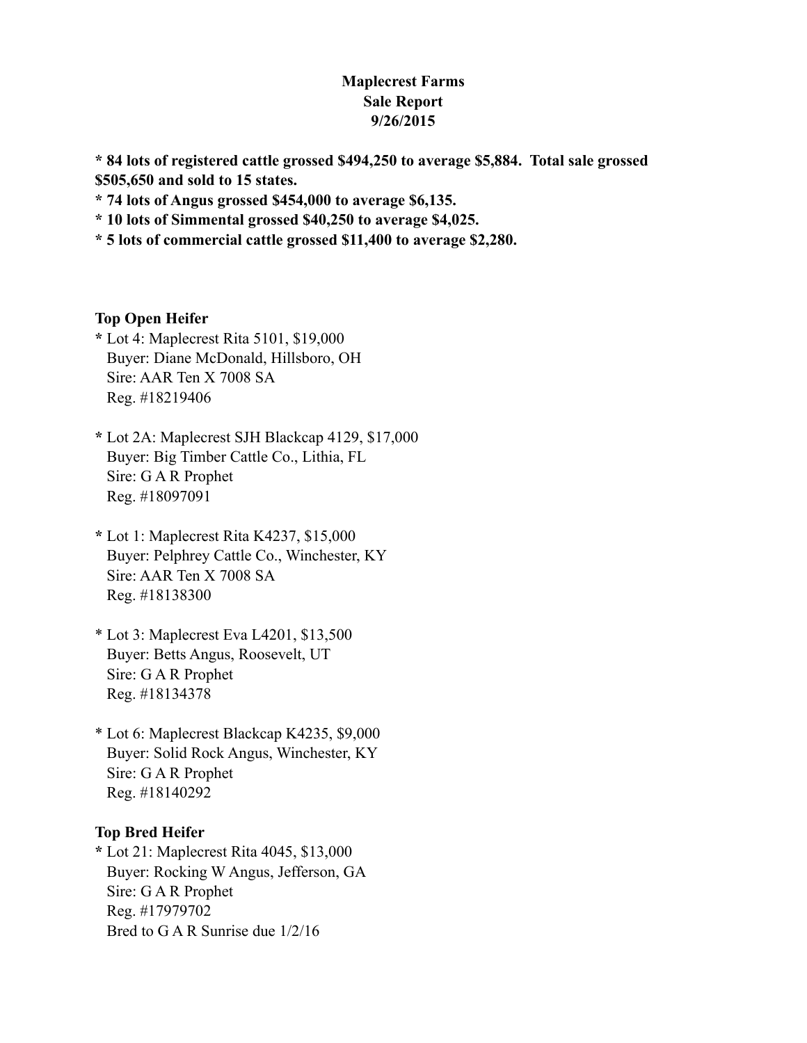# Maplecrest Farms
## Sale Report
## 9/26/2015

**\* 84 lots of registered cattle grossed $494,250 to average $5,884. Total sale grossed $505,650 and sold to 15 states.**
**\* 74 lots of Angus grossed $454,000 to average $6,135.**
**\* 10 lots of Simmental grossed $40,250 to average $4,025.**
**\* 5 lots of commercial cattle grossed $11,400 to average $2,280.**

### Top Open Heifer

* Lot 4: Maplecrest Rita 5101, $19,000
  Buyer: Diane McDonald, Hillsboro, OH
  Sire: AAR Ten X 7008 SA
  Reg. #18219406

* Lot 2A: Maplecrest SJH Blackcap 4129, $17,000
  Buyer: Big Timber Cattle Co., Lithia, FL
  Sire: G A R Prophet
  Reg. #18097091

* Lot 1: Maplecrest Rita K4237, $15,000
  Buyer: Pelphrey Cattle Co., Winchester, KY
  Sire: AAR Ten X 7008 SA
  Reg. #18138300

* Lot 3: Maplecrest Eva L4201, $13,500
  Buyer: Betts Angus, Roosevelt, UT
  Sire: G A R Prophet
  Reg. #18134378

* Lot 6: Maplecrest Blackcap K4235, $9,000
  Buyer: Solid Rock Angus, Winchester, KY
  Sire: G A R Prophet
  Reg. #18140292

### Top Bred Heifer

* Lot 21: Maplecrest Rita 4045, $13,000
  Buyer: Rocking W Angus, Jefferson, GA
  Sire: G A R Prophet
  Reg. #17979702
  Bred to G A R Sunrise due 1/2/16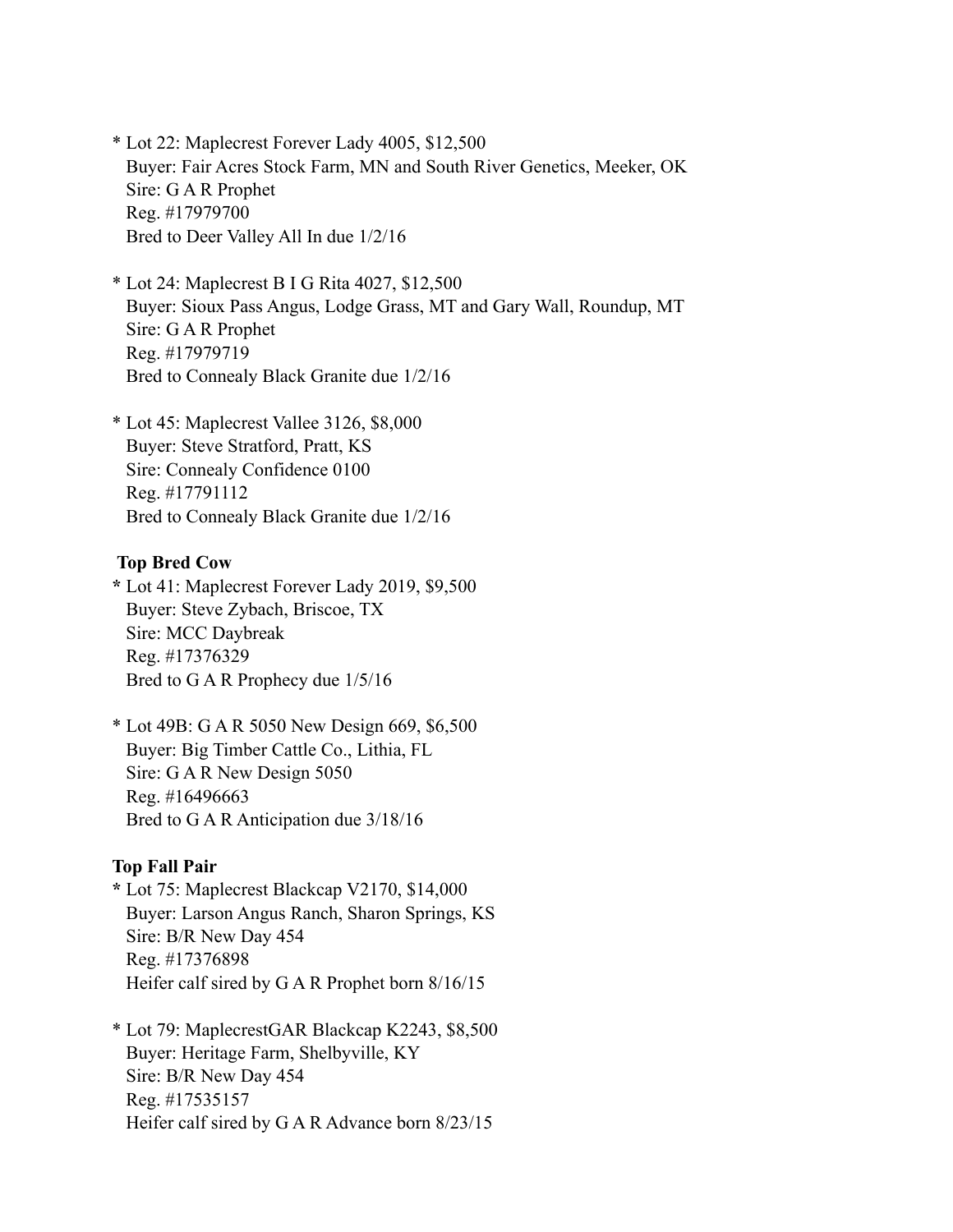* Lot 22: Maplecrest Forever Lady 4005, $12,500
  Buyer: Fair Acres Stock Farm, MN and South River Genetics, Meeker, OK
  Sire: G A R Prophet
  Reg. #17979700
  Bred to Deer Valley All In due 1/2/16

* Lot 24: Maplecrest B I G Rita 4027, $12,500
  Buyer: Sioux Pass Angus, Lodge Grass, MT and Gary Wall, Roundup, MT
  Sire: G A R Prophet
  Reg. #17979719
  Bred to Connealy Black Granite due 1/2/16

* Lot 45: Maplecrest Vallee 3126, $8,000
  Buyer: Steve Stratford, Pratt, KS
  Sire: Connealy Confidence 0100
  Reg. #17791112
  Bred to Connealy Black Granite due 1/2/16

**Top Bred Cow**

* Lot 41: Maplecrest Forever Lady 2019, $9,500
  Buyer: Steve Zybach, Briscoe, TX
  Sire: MCC Daybreak
  Reg. #17376329
  Bred to G A R Prophecy due 1/5/16

* Lot 49B: G A R 5050 New Design 669, $6,500
  Buyer: Big Timber Cattle Co., Lithia, FL
  Sire: G A R New Design 5050
  Reg. #16496663
  Bred to G A R Anticipation due 3/18/16

**Top Fall Pair**

* Lot 75: Maplecrest Blackcap V2170, $14,000
  Buyer: Larson Angus Ranch, Sharon Springs, KS
  Sire: B/R New Day 454
  Reg. #17376898
  Heifer calf sired by G A R Prophet born 8/16/15

* Lot 79: MaplecrestGAR Blackcap K2243, $8,500
  Buyer: Heritage Farm, Shelbyville, KY
  Sire: B/R New Day 454
  Reg. #17535157
  Heifer calf sired by G A R Advance born 8/23/15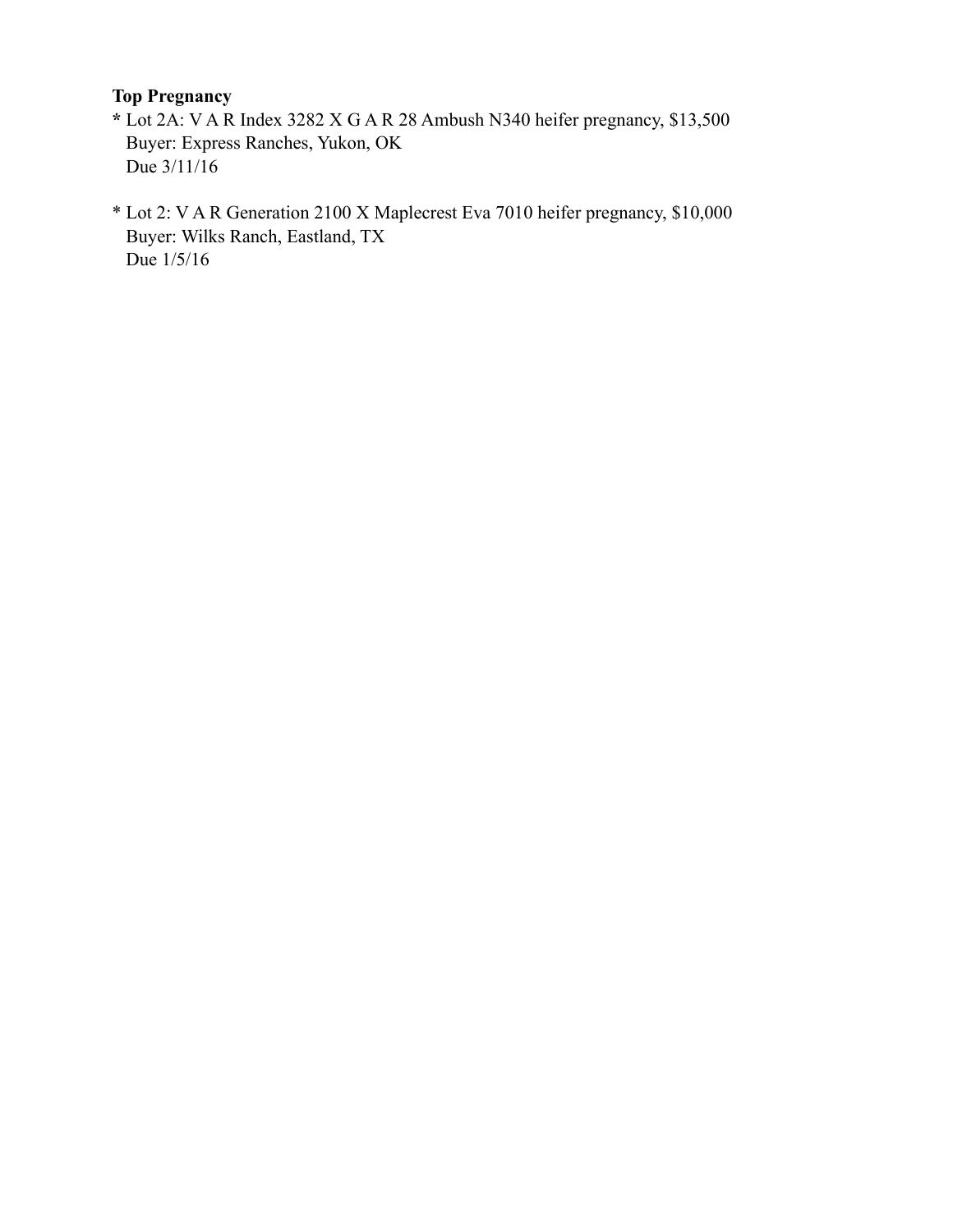**Top Pregnancy**

* Lot 2A: V A R Index 3282 X G A R 28 Ambush N340 heifer pregnancy, $13,500
  Buyer: Express Ranches, Yukon, OK
  Due 3/11/16

* Lot 2: V A R Generation 2100 X Maplecrest Eva 7010 heifer pregnancy, $10,000
  Buyer: Wilks Ranch, Eastland, TX
  Due 1/5/16